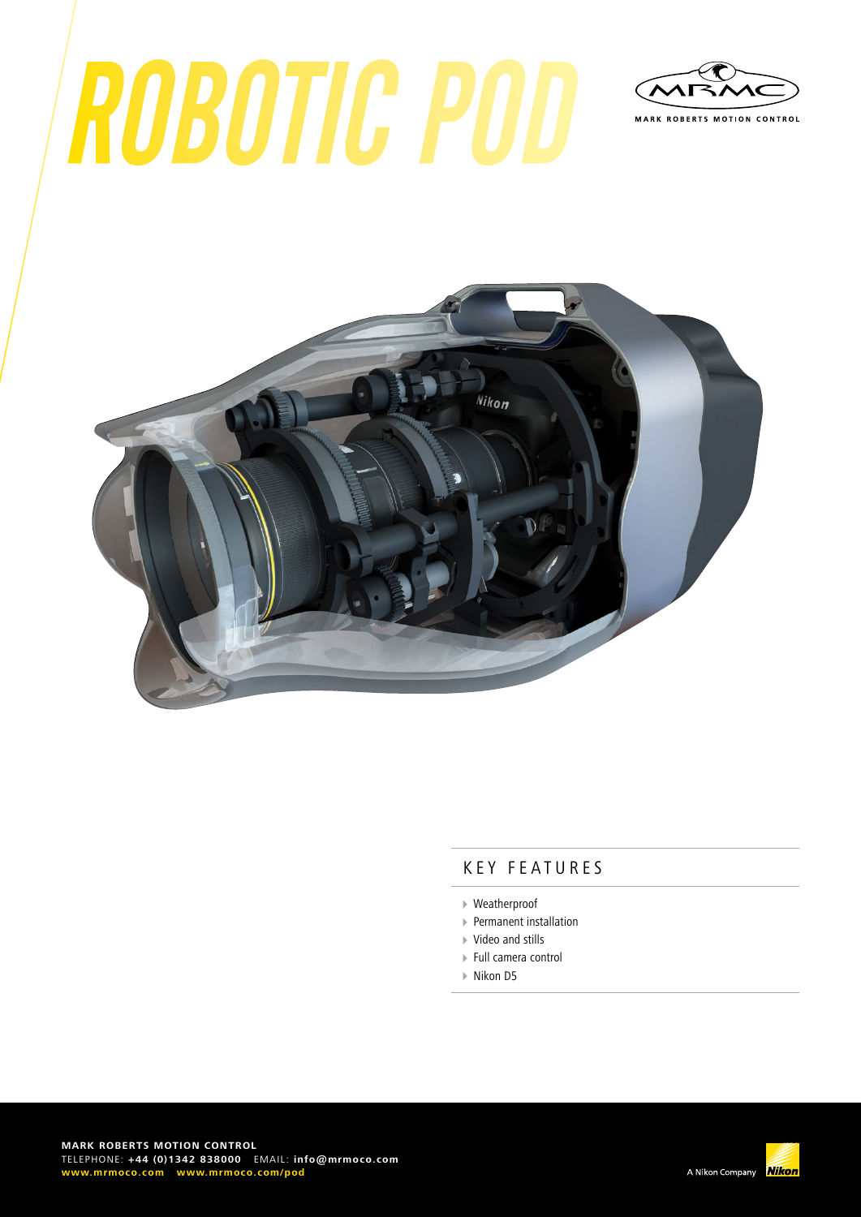# ROBOTIC POD

MARK ROBERTS MOTION CONTROL

## KEY FEATURES

- Weatherproof
- Permanent installation
- Video and stills
- Full camera control
- Nikon D5

**MARK ROBERTS MOTION CONTROL**
TELEPHONE: **+44 (0)1342 838000** EMAIL: **info@mrmoco.com**
**www.mrmoco.com www.mrmoco.com/pod**

A Nikon Company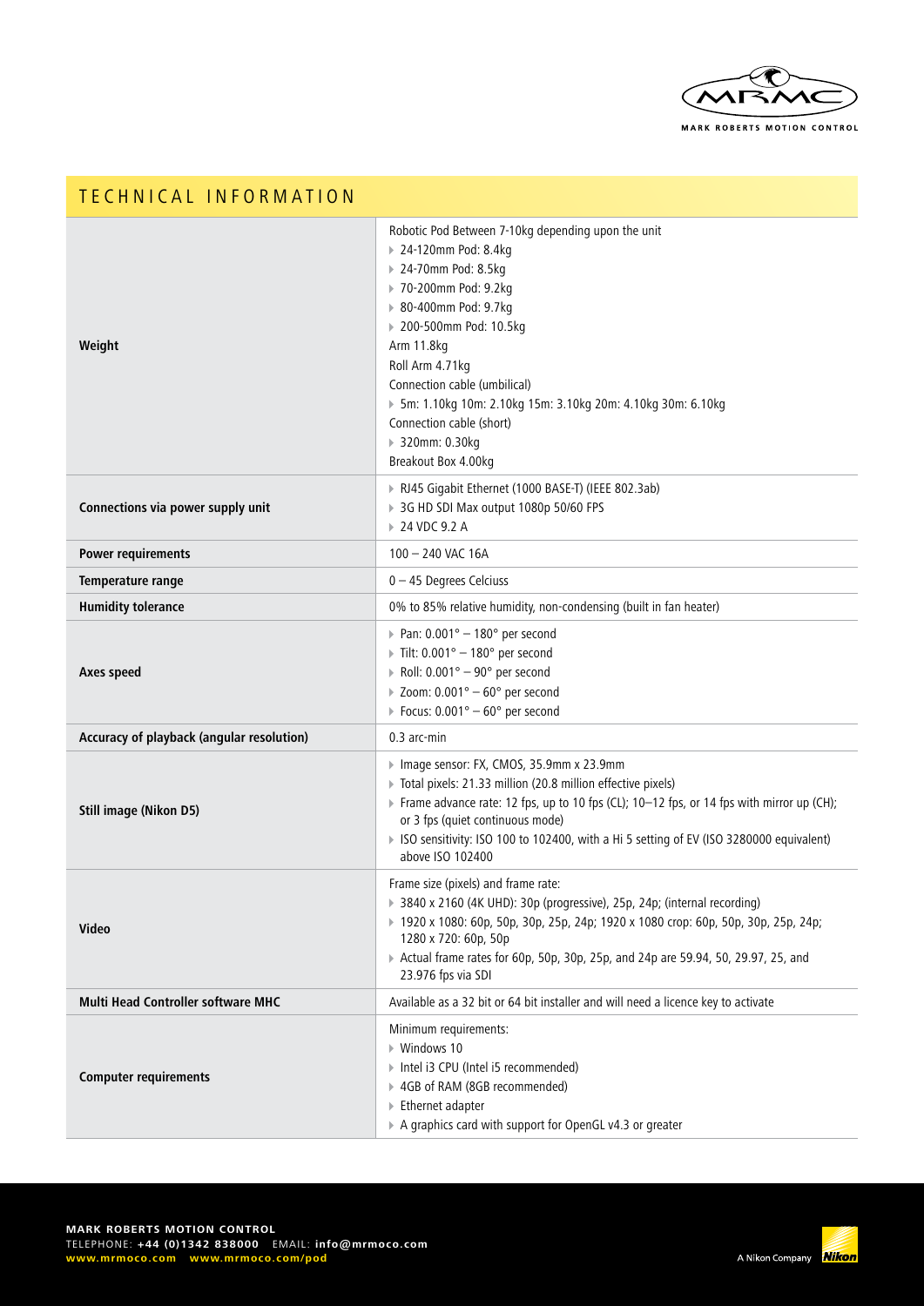# TECHNICAL INFORMATION

| | |
|---|---|
| **Weight** | Robotic Pod Between 7-10kg depending upon the unit<br>▸ 24-120mm Pod: 8.4kg<br>▸ 24-70mm Pod: 8.5kg<br>▸ 70-200mm Pod: 9.2kg<br>▸ 80-400mm Pod: 9.7kg<br>▸ 200-500mm Pod: 10.5kg<br>Arm 11.8kg<br>Roll Arm 4.71kg<br>Connection cable (umbilical)<br>▸ 5m: 1.10kg 10m: 2.10kg 15m: 3.10kg 20m: 4.10kg 30m: 6.10kg<br>Connection cable (short)<br>▸ 320mm: 0.30kg<br>Breakout Box 4.00kg |
| **Connections via power supply unit** | ▸ RJ45 Gigabit Ethernet (1000 BASE-T) (IEEE 802.3ab)<br>▸ 3G HD SDI Max output 1080p 50/60 FPS<br>▸ 24 VDC 9.2 A |
| **Power requirements** | 100 – 240 VAC 16A |
| **Temperature range** | 0 – 45 Degrees Celciuss |
| **Humidity tolerance** | 0% to 85% relative humidity, non-condensing (built in fan heater) |
| **Axes speed** | ▸ Pan: 0.001° – 180° per second<br>▸ Tilt: 0.001° – 180° per second<br>▸ Roll: 0.001° – 90° per second<br>▸ Zoom: 0.001° – 60° per second<br>▸ Focus: 0.001° – 60° per second |
| **Accuracy of playback (angular resolution)** | 0.3 arc-min |
| **Still image (Nikon D5)** | ▸ Image sensor: FX, CMOS, 35.9mm x 23.9mm<br>▸ Total pixels: 21.33 million (20.8 million effective pixels)<br>▸ Frame advance rate: 12 fps, up to 10 fps (CL); 10–12 fps, or 14 fps with mirror up (CH); or 3 fps (quiet continuous mode)<br>▸ ISO sensitivity: ISO 100 to 102400, with a Hi 5 setting of EV (ISO 3280000 equivalent) above ISO 102400 |
| **Video** | Frame size (pixels) and frame rate:<br>▸ 3840 x 2160 (4K UHD): 30p (progressive), 25p, 24p; (internal recording)<br>▸ 1920 x 1080: 60p, 50p, 30p, 25p, 24p; 1920 x 1080 crop: 60p, 50p, 30p, 25p, 24p; 1280 x 720: 60p, 50p<br>▸ Actual frame rates for 60p, 50p, 30p, 25p, and 24p are 59.94, 50, 29.97, 25, and 23.976 fps via SDI |
| **Multi Head Controller software MHC** | Available as a 32 bit or 64 bit installer and will need a licence key to activate |
| **Computer requirements** | Minimum requirements:<br>▸ Windows 10<br>▸ Intel i3 CPU (Intel i5 recommended)<br>▸ 4GB of RAM (8GB recommended)<br>▸ Ethernet adapter<br>▸ A graphics card with support for OpenGL v4.3 or greater |

**MARK ROBERTS MOTION CONTROL**
TELEPHONE: **+44 (0)1342 838000** EMAIL: **info@mrmoco.com**
**www.mrmoco.com www.mrmoco.com/pod**

A Nikon Company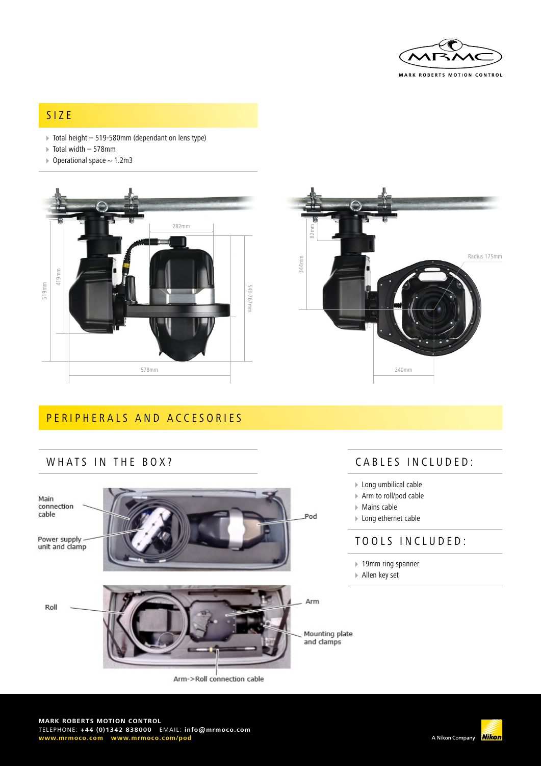## SIZE

- Total height – 519-580mm (dependant on lens type)
- Total width – 578mm
- Operational space ~ 1.2m3

## PERIPHERALS AND ACCESORIES

### WHATS IN THE BOX?

Main connection cable

Power supply unit and clamp

Pod

Roll

Arm

Mounting plate and clamps

Arm->Roll connection cable

### CABLES INCLUDED:

- Long umbilical cable
- Arm to roll/pod cable
- Mains cable
- Long ethernet cable

### TOOLS INCLUDED:

- 19mm ring spanner
- Allen key set

**MARK ROBERTS MOTION CONTROL**
TELEPHONE: **+44 (0)1342 838000** EMAIL: **info@mrmoco.com**
**www.mrmoco.com www.mrmoco.com/pod**

A Nikon Company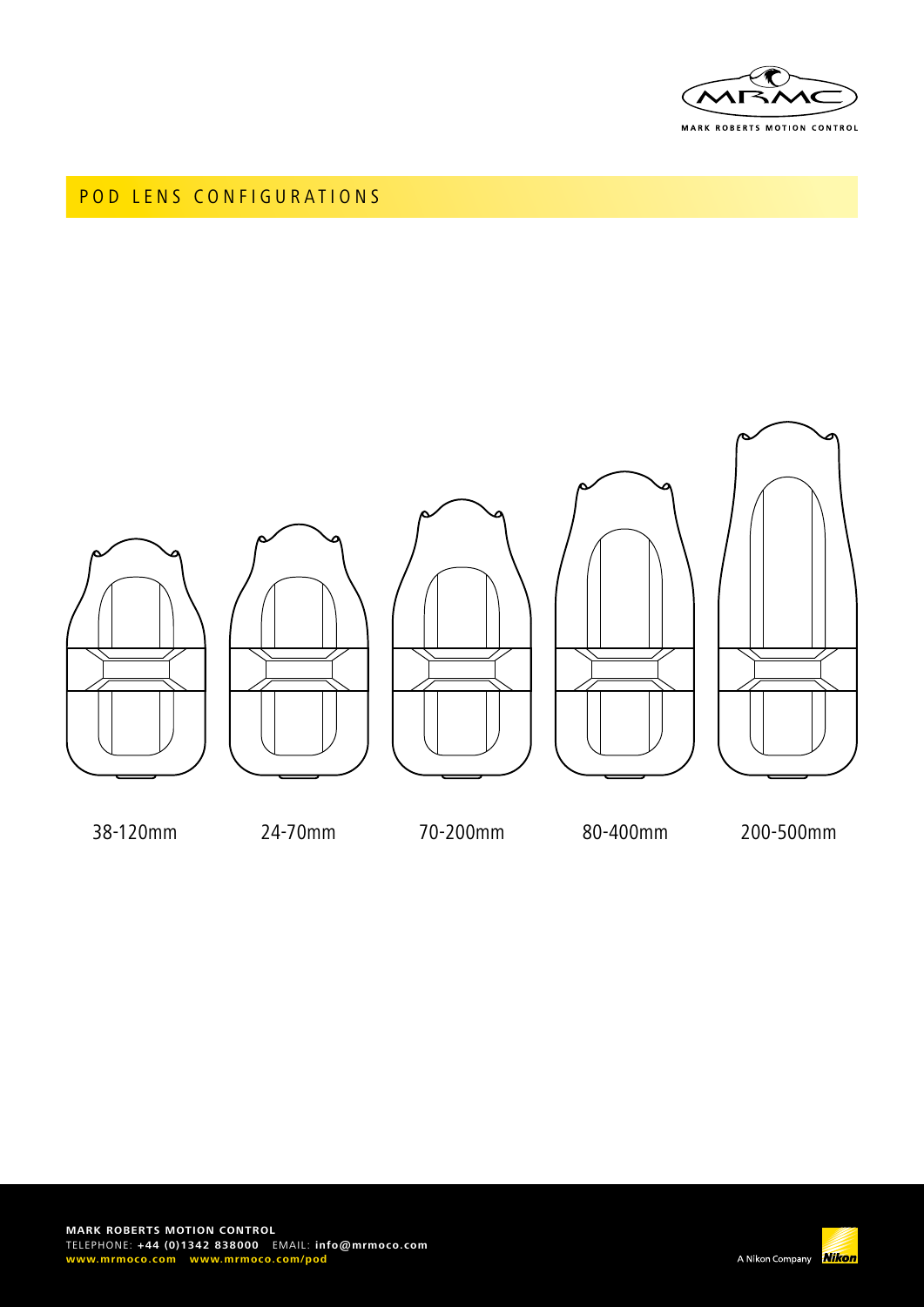MARK ROBERTS MOTION CONTROL

## POD LENS CONFIGURATIONS

38-120mm

24-70mm

70-200mm

80-400mm

200-500mm

**MARK ROBERTS MOTION CONTROL**
TELEPHONE: **+44 (0)1342 838000** EMAIL: **info@mrmoco.com**
**www.mrmoco.com www.mrmoco.com/pod**

A Nikon Company Nikon